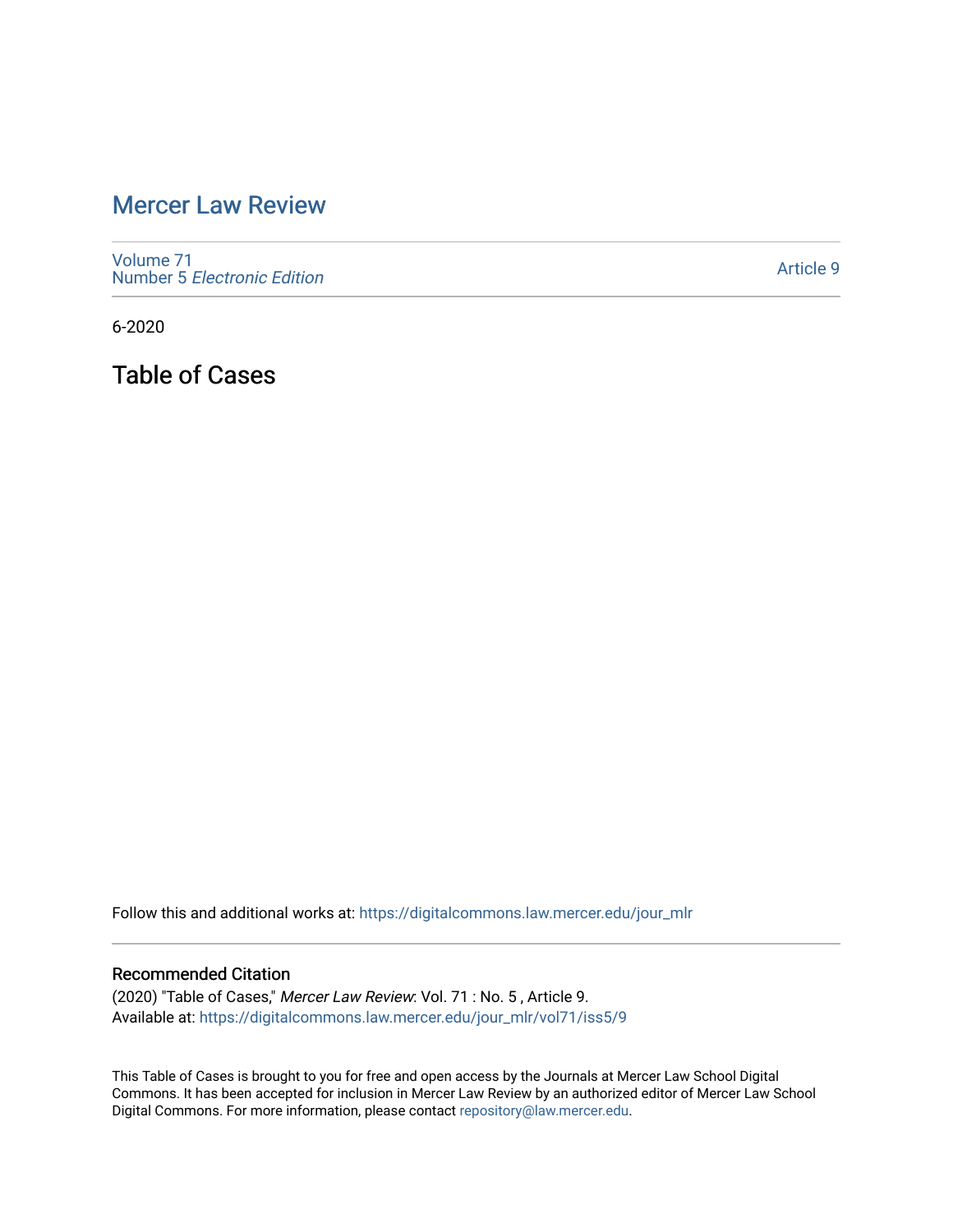# Mercer Law Review

Volume 71
Number 5 *Electronic Edition*

Article 9

6-2020

## Table of Cases

Follow this and additional works at: https://digitalcommons.law.mercer.edu/jour_mlr

### Recommended Citation

(2020) "Table of Cases," *Mercer Law Review*: Vol. 71 : No. 5 , Article 9.
Available at: https://digitalcommons.law.mercer.edu/jour_mlr/vol71/iss5/9

This Table of Cases is brought to you for free and open access by the Journals at Mercer Law School Digital Commons. It has been accepted for inclusion in Mercer Law Review by an authorized editor of Mercer Law School Digital Commons. For more information, please contact repository@law.mercer.edu.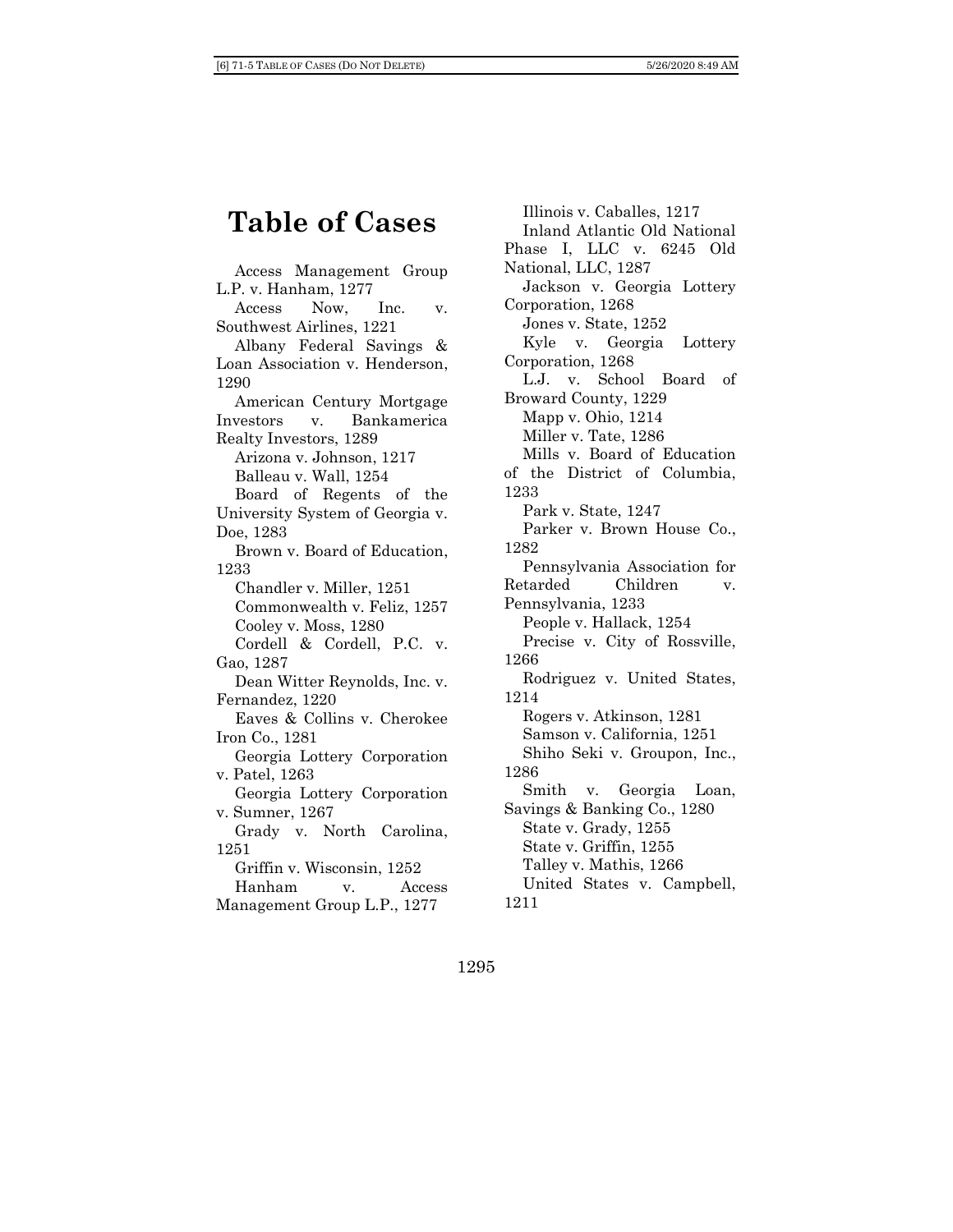# Table of Cases

Access Management Group L.P. v. Hanham, 1277

Access Now, Inc. v. Southwest Airlines, 1221

Albany Federal Savings & Loan Association v. Henderson, 1290

American Century Mortgage Investors v. Bankamerica Realty Investors, 1289

Arizona v. Johnson, 1217

Balleau v. Wall, 1254

Board of Regents of the University System of Georgia v. Doe, 1283

Brown v. Board of Education, 1233

Chandler v. Miller, 1251

Commonwealth v. Feliz, 1257

Cooley v. Moss, 1280

Cordell & Cordell, P.C. v. Gao, 1287

Dean Witter Reynolds, Inc. v. Fernandez, 1220

Eaves & Collins v. Cherokee Iron Co., 1281

Georgia Lottery Corporation v. Patel, 1263

Georgia Lottery Corporation v. Sumner, 1267

Grady v. North Carolina, 1251

Griffin v. Wisconsin, 1252

Hanham v. Access Management Group L.P., 1277

Illinois v. Caballes, 1217

Inland Atlantic Old National Phase I, LLC v. 6245 Old National, LLC, 1287

Jackson v. Georgia Lottery Corporation, 1268

Jones v. State, 1252

Kyle v. Georgia Lottery Corporation, 1268

L.J. v. School Board of Broward County, 1229

Mapp v. Ohio, 1214

Miller v. Tate, 1286

Mills v. Board of Education of the District of Columbia, 1233

Park v. State, 1247

Parker v. Brown House Co., 1282

Pennsylvania Association for Retarded Children v. Pennsylvania, 1233

People v. Hallack, 1254

Precise v. City of Rossville, 1266

Rodriguez v. United States, 1214

Rogers v. Atkinson, 1281

Samson v. California, 1251

Shiho Seki v. Groupon, Inc., 1286

Smith v. Georgia Loan, Savings & Banking Co., 1280

State v. Grady, 1255

State v. Griffin, 1255

Talley v. Mathis, 1266

United States v. Campbell, 1211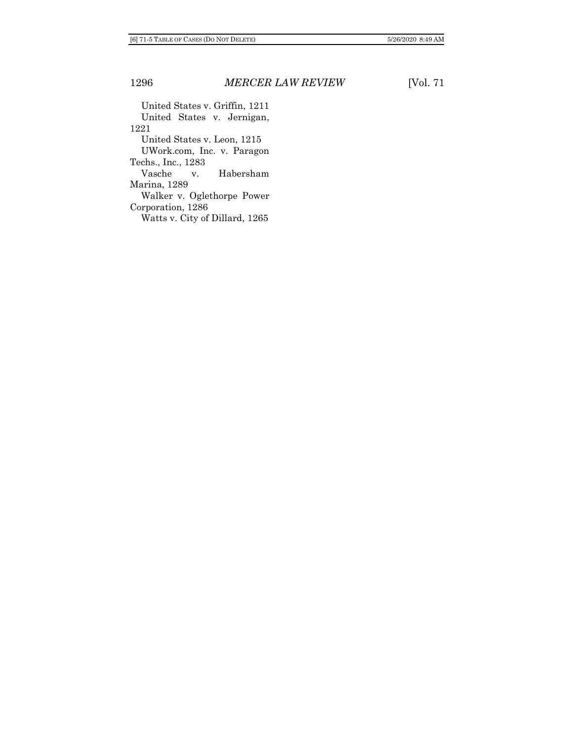United States v. Griffin, 1211
United States v. Jernigan, 1221
United States v. Leon, 1215
UWork.com, Inc. v. Paragon Techs., Inc., 1283
Vasche v. Habersham Marina, 1289
Walker v. Oglethorpe Power Corporation, 1286
Watts v. City of Dillard, 1265